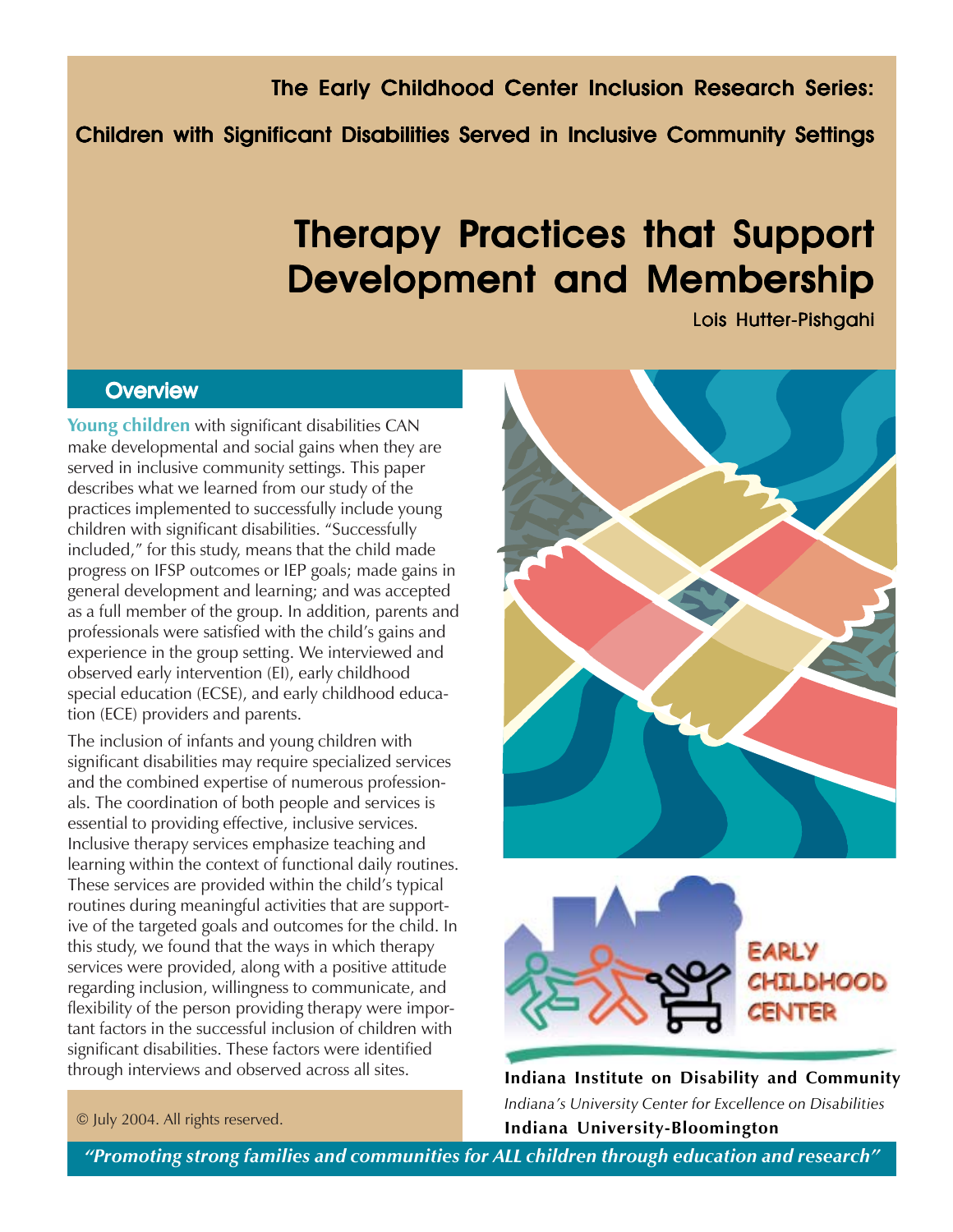The Early Childhood Center Inclusion Research Series:

Children with Significant Disabilities Served in Inclusive Community Settings

# Therapy Practices that Support Development and Membership

Lois Hutter-Pishgahi

## Overview

**Young children** with significant disabilities CAN make developmental and social gains when they are served in inclusive community settings. This paper describes what we learned from our study of the practices implemented to successfully include young children with significant disabilities. "Successfully included," for this study, means that the child made progress on IFSP outcomes or IEP goals; made gains in general development and learning; and was accepted as a full member of the group. In addition, parents and professionals were satisfied with the child's gains and experience in the group setting. We interviewed and observed early intervention (EI), early childhood special education (ECSE), and early childhood education (ECE) providers and parents.

The inclusion of infants and young children with significant disabilities may require specialized services and the combined expertise of numerous professionals. The coordination of both people and services is essential to providing effective, inclusive services. Inclusive therapy services emphasize teaching and learning within the context of functional daily routines. These services are provided within the child's typical routines during meaningful activities that are supportive of the targeted goals and outcomes for the child. In this study, we found that the ways in which therapy services were provided, along with a positive attitude regarding inclusion, willingness to communicate, and flexibility of the person providing therapy were important factors in the successful inclusion of children with significant disabilities. These factors were identified through interviews and observed across all sites.

© July 2004. All rights reserved.

EARLY CHILDHOOD CENTER

**Indiana Institute on Disability and Community**

*Indiana's University Center for Excellence on Disabilities*

**Indiana University-Bloomington**

***"Promoting strong families and communities for ALL children through education and research"***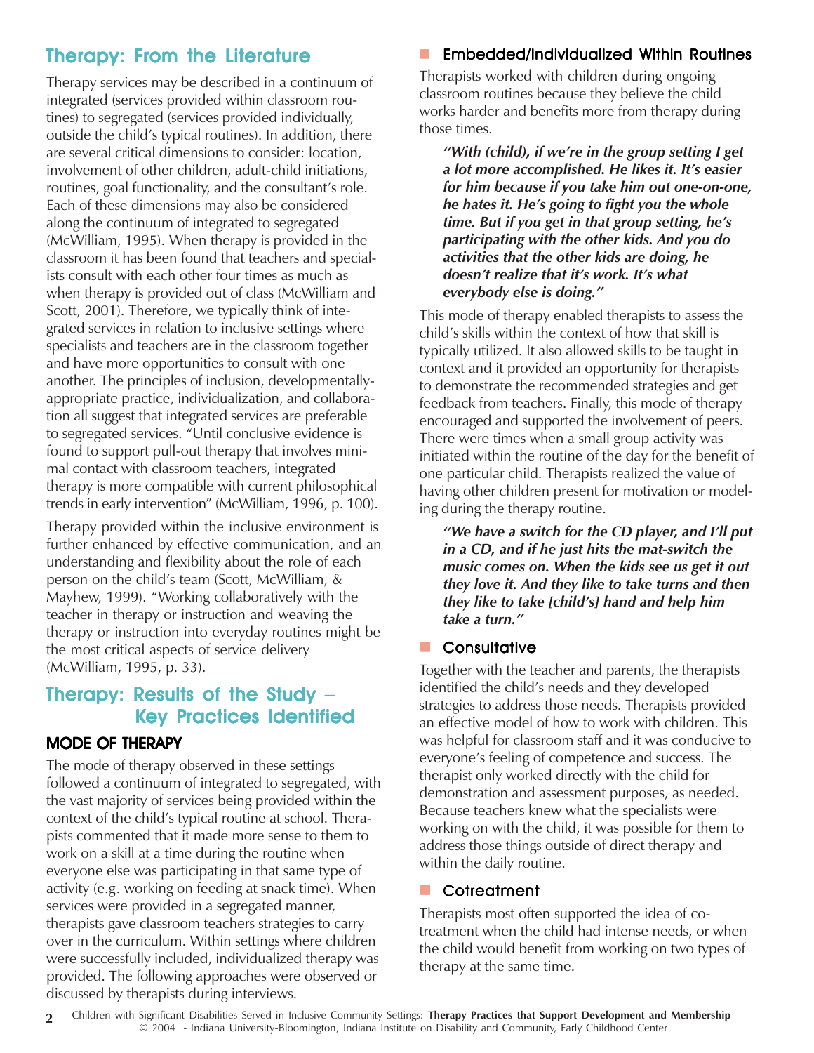## Therapy: From the Literature

Therapy services may be described in a continuum of integrated (services provided within classroom routines) to segregated (services provided individually, outside the child's typical routines). In addition, there are several critical dimensions to consider: location, involvement of other children, adult-child initiations, routines, goal functionality, and the consultant's role. Each of these dimensions may also be considered along the continuum of integrated to segregated (McWilliam, 1995). When therapy is provided in the classroom it has been found that teachers and specialists consult with each other four times as much as when therapy is provided out of class (McWilliam and Scott, 2001). Therefore, we typically think of integrated services in relation to inclusive settings where specialists and teachers are in the classroom together and have more opportunities to consult with one another. The principles of inclusion, developmentally-appropriate practice, individualization, and collaboration all suggest that integrated services are preferable to segregated services. "Until conclusive evidence is found to support pull-out therapy that involves minimal contact with classroom teachers, integrated therapy is more compatible with current philosophical trends in early intervention" (McWilliam, 1996, p. 100).

Therapy provided within the inclusive environment is further enhanced by effective communication, and an understanding and flexibility about the role of each person on the child's team (Scott, McWilliam, & Mayhew, 1999). "Working collaboratively with the teacher in therapy or instruction and weaving the therapy or instruction into everyday routines might be the most critical aspects of service delivery (McWilliam, 1995, p. 33).

## Therapy: Results of the Study – Key Practices Identified

### MODE OF THERAPY

The mode of therapy observed in these settings followed a continuum of integrated to segregated, with the vast majority of services being provided within the context of the child's typical routine at school. Therapists commented that it made more sense to them to work on a skill at a time during the routine when everyone else was participating in that same type of activity (e.g. working on feeding at snack time). When services were provided in a segregated manner, therapists gave classroom teachers strategies to carry over in the curriculum. Within settings where children were successfully included, individualized therapy was provided. The following approaches were observed or discussed by therapists during interviews.

#### Embedded/Individualized Within Routines

Therapists worked with children during ongoing classroom routines because they believe the child works harder and benefits more from therapy during those times.

> ***"With (child), if we're in the group setting I get a lot more accomplished. He likes it. It's easier for him because if you take him out one-on-one, he hates it. He's going to fight you the whole time. But if you get in that group setting, he's participating with the other kids. And you do activities that the other kids are doing, he doesn't realize that it's work. It's what everybody else is doing."***

This mode of therapy enabled therapists to assess the child's skills within the context of how that skill is typically utilized. It also allowed skills to be taught in context and it provided an opportunity for therapists to demonstrate the recommended strategies and get feedback from teachers. Finally, this mode of therapy encouraged and supported the involvement of peers. There were times when a small group activity was initiated within the routine of the day for the benefit of one particular child. Therapists realized the value of having other children present for motivation or modeling during the therapy routine.

> ***"We have a switch for the CD player, and I'll put in a CD, and if he just hits the mat-switch the music comes on. When the kids see us get it out they love it. And they like to take turns and then they like to take [child's] hand and help him take a turn."***

#### Consultative

Together with the teacher and parents, the therapists identified the child's needs and they developed strategies to address those needs. Therapists provided an effective model of how to work with children. This was helpful for classroom staff and it was conducive to everyone's feeling of competence and success. The therapist only worked directly with the child for demonstration and assessment purposes, as needed. Because teachers knew what the specialists were working on with the child, it was possible for them to address those things outside of direct therapy and within the daily routine.

#### Cotreatment

Therapists most often supported the idea of co-treatment when the child had intense needs, or when the child would benefit from working on two types of therapy at the same time.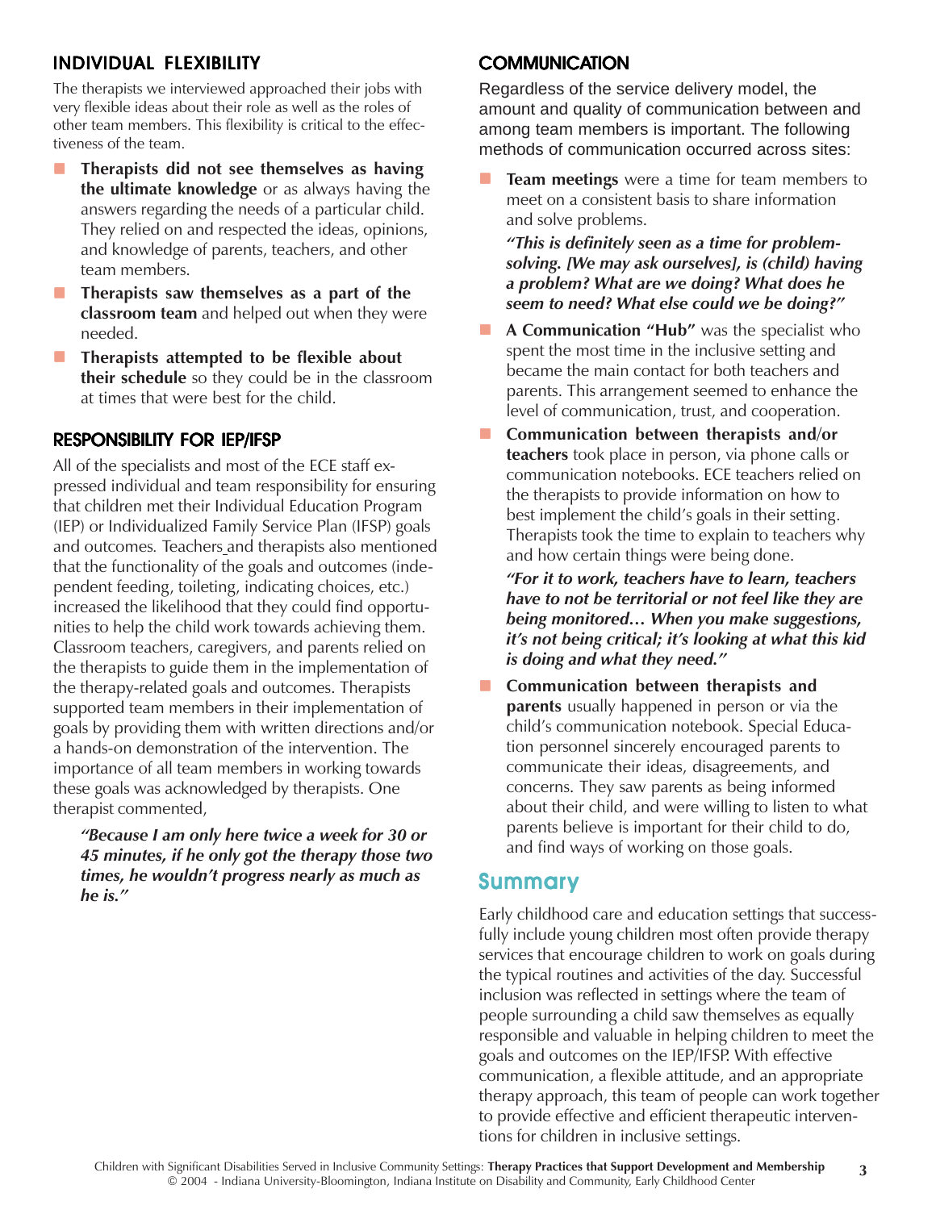## INDIVIDUAL FLEXIBILITY

The therapists we interviewed approached their jobs with very flexible ideas about their role as well as the roles of other team members. This flexibility is critical to the effectiveness of the team.

- **Therapists did not see themselves as having the ultimate knowledge** or as always having the answers regarding the needs of a particular child. They relied on and respected the ideas, opinions, and knowledge of parents, teachers, and other team members.
- **Therapists saw themselves as a part of the classroom team** and helped out when they were needed.
- **Therapists attempted to be flexible about their schedule** so they could be in the classroom at times that were best for the child.

## RESPONSIBILITY FOR IEP/IFSP

All of the specialists and most of the ECE staff expressed individual and team responsibility for ensuring that children met their Individual Education Program (IEP) or Individualized Family Service Plan (IFSP) goals and outcomes. Teachers and therapists also mentioned that the functionality of the goals and outcomes (independent feeding, toileting, indicating choices, etc.) increased the likelihood that they could find opportunities to help the child work towards achieving them. Classroom teachers, caregivers, and parents relied on the therapists to guide them in the implementation of the therapy-related goals and outcomes. Therapists supported team members in their implementation of goals by providing them with written directions and/or a hands-on demonstration of the intervention. The importance of all team members in working towards these goals was acknowledged by therapists. One therapist commented,

> ***"Because I am only here twice a week for 30 or 45 minutes, if he only got the therapy those two times, he wouldn't progress nearly as much as he is."***

## COMMUNICATION

Regardless of the service delivery model, the amount and quality of communication between and among team members is important. The following methods of communication occurred across sites:

- **Team meetings** were a time for team members to meet on a consistent basis to share information and solve problems.

  ***"This is definitely seen as a time for problem-solving. [We may ask ourselves], is (child) having a problem? What are we doing? What does he seem to need? What else could we be doing?"***

- **A Communication "Hub"** was the specialist who spent the most time in the inclusive setting and became the main contact for both teachers and parents. This arrangement seemed to enhance the level of communication, trust, and cooperation.
- **Communication between therapists and/or teachers** took place in person, via phone calls or communication notebooks. ECE teachers relied on the therapists to provide information on how to best implement the child's goals in their setting. Therapists took the time to explain to teachers why and how certain things were being done.

  ***"For it to work, teachers have to learn, teachers have to not be territorial or not feel like they are being monitored… When you make suggestions, it's not being critical; it's looking at what this kid is doing and what they need."***

- **Communication between therapists and parents** usually happened in person or via the child's communication notebook. Special Education personnel sincerely encouraged parents to communicate their ideas, disagreements, and concerns. They saw parents as being informed about their child, and were willing to listen to what parents believe is important for their child to do, and find ways of working on those goals.

## Summary

Early childhood care and education settings that successfully include young children most often provide therapy services that encourage children to work on goals during the typical routines and activities of the day. Successful inclusion was reflected in settings where the team of people surrounding a child saw themselves as equally responsible and valuable in helping children to meet the goals and outcomes on the IEP/IFSP. With effective communication, a flexible attitude, and an appropriate therapy approach, this team of people can work together to provide effective and efficient therapeutic interventions for children in inclusive settings.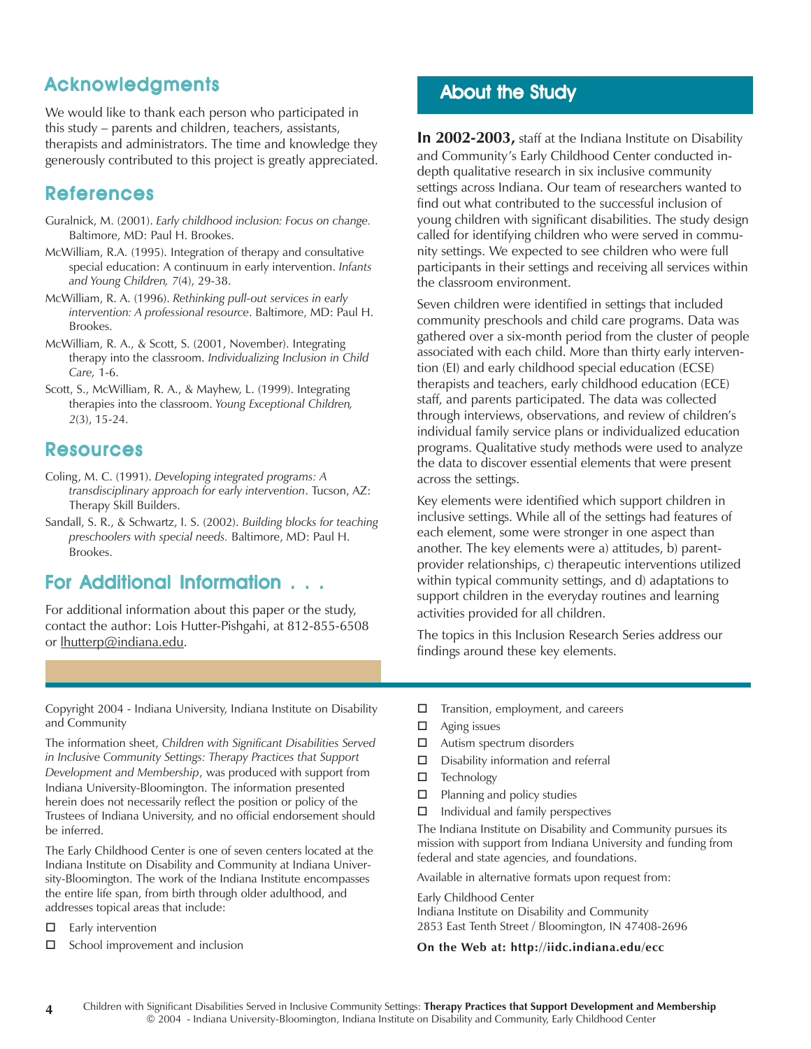## Acknowledgments

We would like to thank each person who participated in this study – parents and children, teachers, assistants, therapists and administrators. The time and knowledge they generously contributed to this project is greatly appreciated.

## References

Guralnick, M. (2001). *Early childhood inclusion: Focus on change.* Baltimore, MD: Paul H. Brookes.

McWilliam, R.A. (1995). Integration of therapy and consultative special education: A continuum in early intervention. *Infants and Young Children, 7*(4), 29-38.

McWilliam, R. A. (1996). *Rethinking pull-out services in early intervention: A professional resource*. Baltimore, MD: Paul H. Brookes.

McWilliam, R. A., & Scott, S. (2001, November). Integrating therapy into the classroom. *Individualizing Inclusion in Child Care,* 1-6.

Scott, S., McWilliam, R. A., & Mayhew, L. (1999). Integrating therapies into the classroom. *Young Exceptional Children, 2*(3), 15-24.

## Resources

Coling, M. C. (1991). *Developing integrated programs: A transdisciplinary approach for early intervention*. Tucson, AZ: Therapy Skill Builders.

Sandall, S. R., & Schwartz, I. S. (2002). *Building blocks for teaching preschoolers with special needs.* Baltimore, MD: Paul H. Brookes.

## For Additional Information . . .

For additional information about this paper or the study, contact the author: Lois Hutter-Pishgahi, at 812-855-6508 or lhutterp@indiana.edu.

## About the Study

**In 2002-2003,** staff at the Indiana Institute on Disability and Community's Early Childhood Center conducted in-depth qualitative research in six inclusive community settings across Indiana. Our team of researchers wanted to find out what contributed to the successful inclusion of young children with significant disabilities. The study design called for identifying children who were served in community settings. We expected to see children who were full participants in their settings and receiving all services within the classroom environment.

Seven children were identified in settings that included community preschools and child care programs. Data was gathered over a six-month period from the cluster of people associated with each child. More than thirty early intervention (EI) and early childhood special education (ECSE) therapists and teachers, early childhood education (ECE) staff, and parents participated. The data was collected through interviews, observations, and review of children's individual family service plans or individualized education programs. Qualitative study methods were used to analyze the data to discover essential elements that were present across the settings.

Key elements were identified which support children in inclusive settings. While all of the settings had features of each element, some were stronger in one aspect than another. The key elements were a) attitudes, b) parent-provider relationships, c) therapeutic interventions utilized within typical community settings, and d) adaptations to support children in the everyday routines and learning activities provided for all children.

The topics in this Inclusion Research Series address our findings around these key elements.

---

Copyright 2004 - Indiana University, Indiana Institute on Disability and Community

The information sheet, *Children with Significant Disabilities Served in Inclusive Community Settings: Therapy Practices that Support Development and Membership*, was produced with support from Indiana University-Bloomington. The information presented herein does not necessarily reflect the position or policy of the Trustees of Indiana University, and no official endorsement should be inferred.

The Early Childhood Center is one of seven centers located at the Indiana Institute on Disability and Community at Indiana University-Bloomington. The work of the Indiana Institute encompasses the entire life span, from birth through older adulthood, and addresses topical areas that include:

- Early intervention
- School improvement and inclusion
- Transition, employment, and careers
- Aging issues
- Autism spectrum disorders
- Disability information and referral
- Technology
- Planning and policy studies
- Individual and family perspectives

The Indiana Institute on Disability and Community pursues its mission with support from Indiana University and funding from federal and state agencies, and foundations.

Available in alternative formats upon request from:

Early Childhood Center
Indiana Institute on Disability and Community
2853 East Tenth Street / Bloomington, IN 47408-2696

**On the Web at: http://iidc.indiana.edu/ecc**